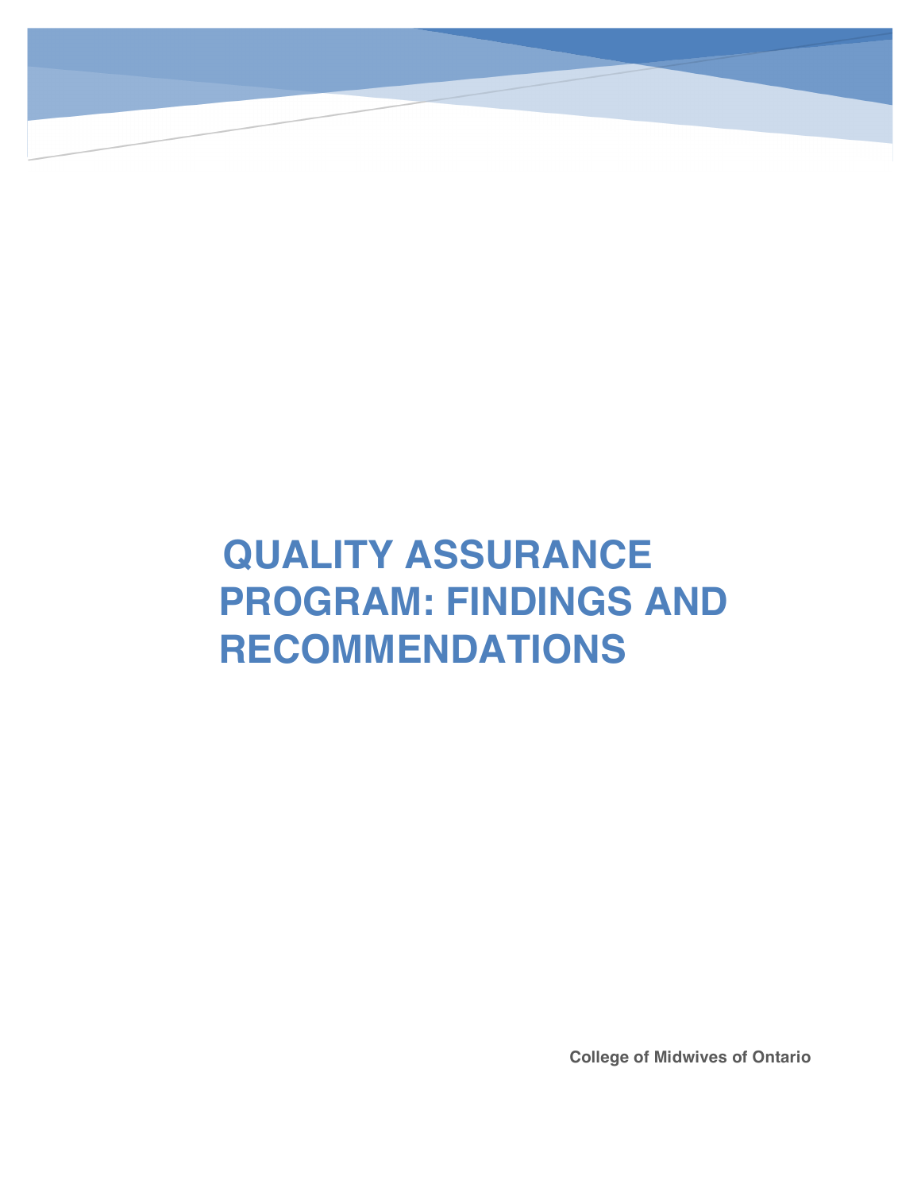# QUALITY ASSURANCE PROGRAM: FINDINGS AND RECOMMENDATIONS

**College of Midwives of Ontario**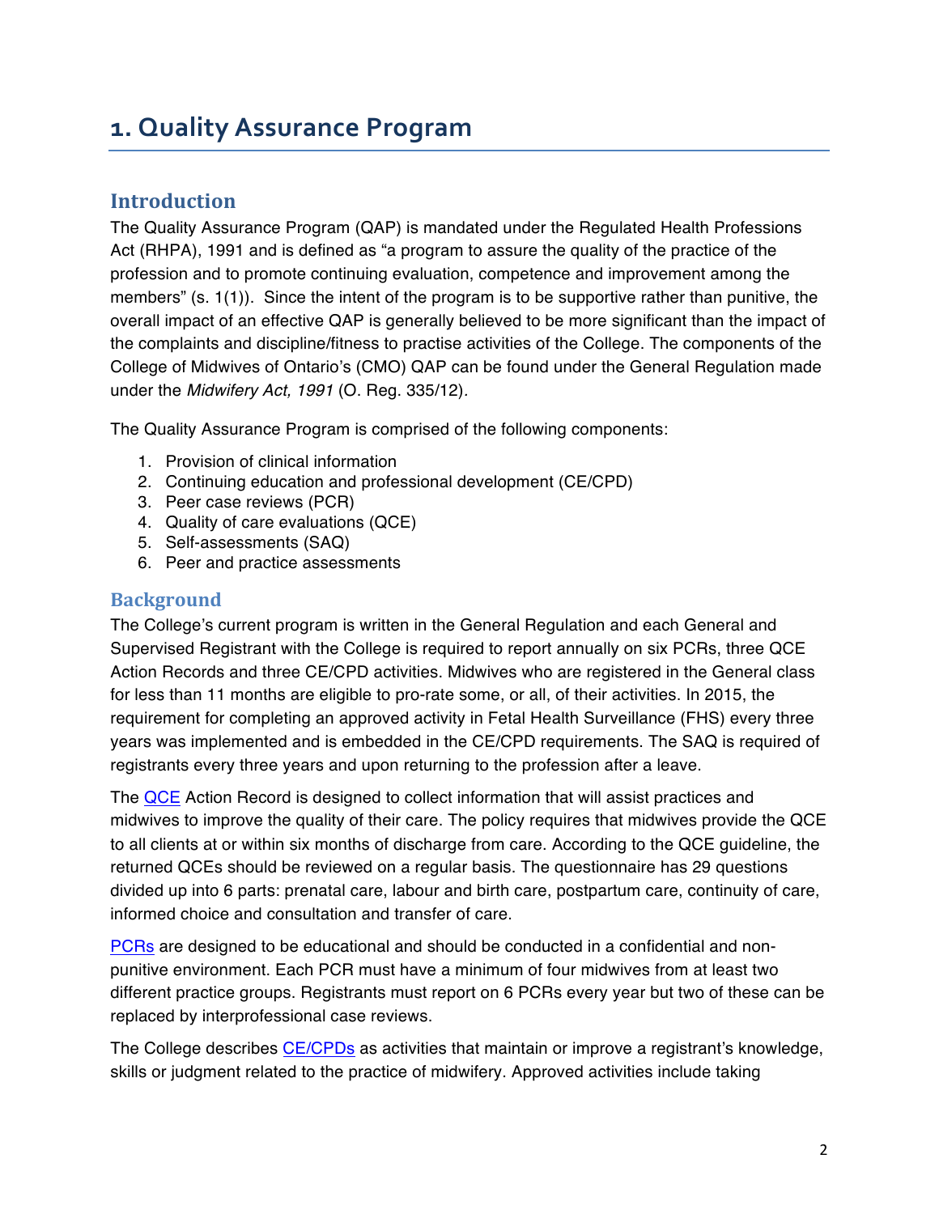# 1. Quality Assurance Program

## Introduction

The Quality Assurance Program (QAP) is mandated under the Regulated Health Professions Act (RHPA), 1991 and is defined as "a program to assure the quality of the practice of the profession and to promote continuing evaluation, competence and improvement among the members" (s. 1(1)). Since the intent of the program is to be supportive rather than punitive, the overall impact of an effective QAP is generally believed to be more significant than the impact of the complaints and discipline/fitness to practise activities of the College. The components of the College of Midwives of Ontario's (CMO) QAP can be found under the General Regulation made under the *Midwifery Act, 1991* (O. Reg. 335/12).

The Quality Assurance Program is comprised of the following components:

1. Provision of clinical information
2. Continuing education and professional development (CE/CPD)
3. Peer case reviews (PCR)
4. Quality of care evaluations (QCE)
5. Self-assessments (SAQ)
6. Peer and practice assessments

## Background

The College's current program is written in the General Regulation and each General and Supervised Registrant with the College is required to report annually on six PCRs, three QCE Action Records and three CE/CPD activities. Midwives who are registered in the General class for less than 11 months are eligible to pro-rate some, or all, of their activities. In 2015, the requirement for completing an approved activity in Fetal Health Surveillance (FHS) every three years was implemented and is embedded in the CE/CPD requirements. The SAQ is required of registrants every three years and upon returning to the profession after a leave.

The QCE Action Record is designed to collect information that will assist practices and midwives to improve the quality of their care. The policy requires that midwives provide the QCE to all clients at or within six months of discharge from care. According to the QCE guideline, the returned QCEs should be reviewed on a regular basis. The questionnaire has 29 questions divided up into 6 parts: prenatal care, labour and birth care, postpartum care, continuity of care, informed choice and consultation and transfer of care.

PCRs are designed to be educational and should be conducted in a confidential and non-punitive environment. Each PCR must have a minimum of four midwives from at least two different practice groups. Registrants must report on 6 PCRs every year but two of these can be replaced by interprofessional case reviews.

The College describes CE/CPDs as activities that maintain or improve a registrant's knowledge, skills or judgment related to the practice of midwifery. Approved activities include taking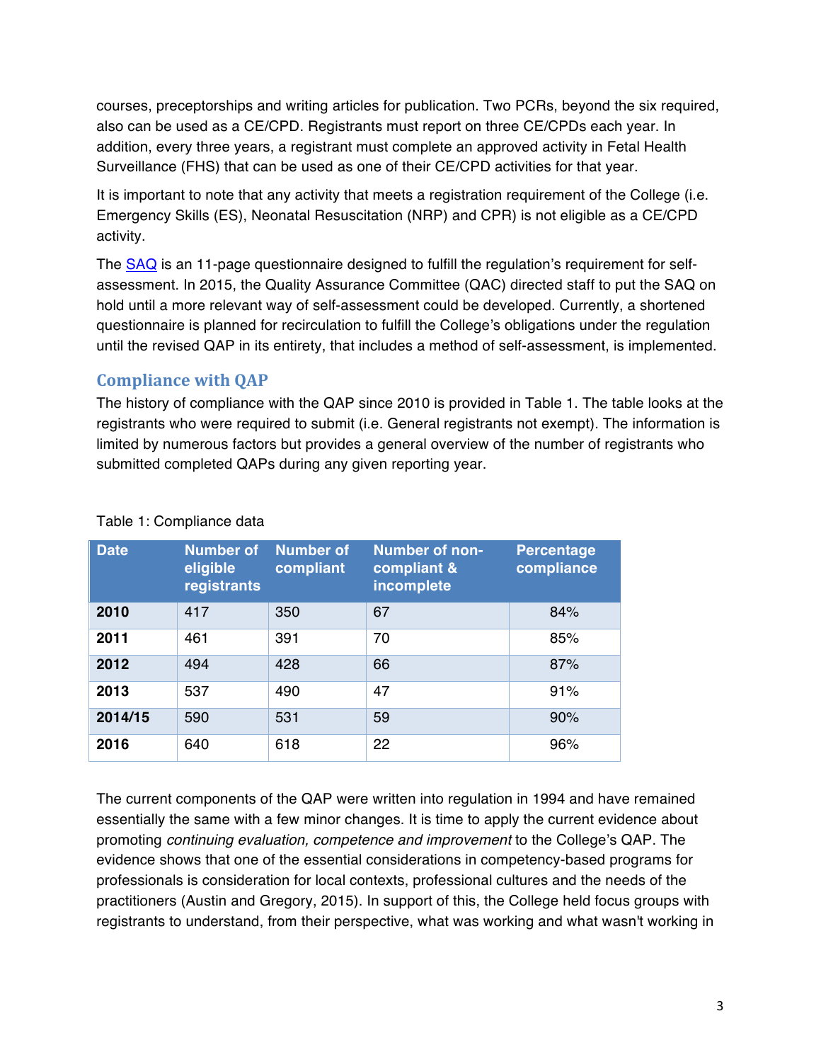courses, preceptorships and writing articles for publication. Two PCRs, beyond the six required, also can be used as a CE/CPD. Registrants must report on three CE/CPDs each year. In addition, every three years, a registrant must complete an approved activity in Fetal Health Surveillance (FHS) that can be used as one of their CE/CPD activities for that year.

It is important to note that any activity that meets a registration requirement of the College (i.e. Emergency Skills (ES), Neonatal Resuscitation (NRP) and CPR) is not eligible as a CE/CPD activity.

The SAQ is an 11-page questionnaire designed to fulfill the regulation's requirement for self-assessment. In 2015, the Quality Assurance Committee (QAC) directed staff to put the SAQ on hold until a more relevant way of self-assessment could be developed. Currently, a shortened questionnaire is planned for recirculation to fulfill the College's obligations under the regulation until the revised QAP in its entirety, that includes a method of self-assessment, is implemented.

## Compliance with QAP

The history of compliance with the QAP since 2010 is provided in Table 1. The table looks at the registrants who were required to submit (i.e. General registrants not exempt). The information is limited by numerous factors but provides a general overview of the number of registrants who submitted completed QAPs during any given reporting year.

Table 1: Compliance data

| Date | Number of eligible registrants | Number of compliant | Number of non-compliant & incomplete | Percentage compliance |
|---|---|---|---|---|
| **2010** | 417 | 350 | 67 | 84% |
| **2011** | 461 | 391 | 70 | 85% |
| **2012** | 494 | 428 | 66 | 87% |
| **2013** | 537 | 490 | 47 | 91% |
| **2014/15** | 590 | 531 | 59 | 90% |
| **2016** | 640 | 618 | 22 | 96% |

The current components of the QAP were written into regulation in 1994 and have remained essentially the same with a few minor changes. It is time to apply the current evidence about promoting *continuing evaluation, competence and improvement* to the College's QAP. The evidence shows that one of the essential considerations in competency-based programs for professionals is consideration for local contexts, professional cultures and the needs of the practitioners (Austin and Gregory, 2015). In support of this, the College held focus groups with registrants to understand, from their perspective, what was working and what wasn't working in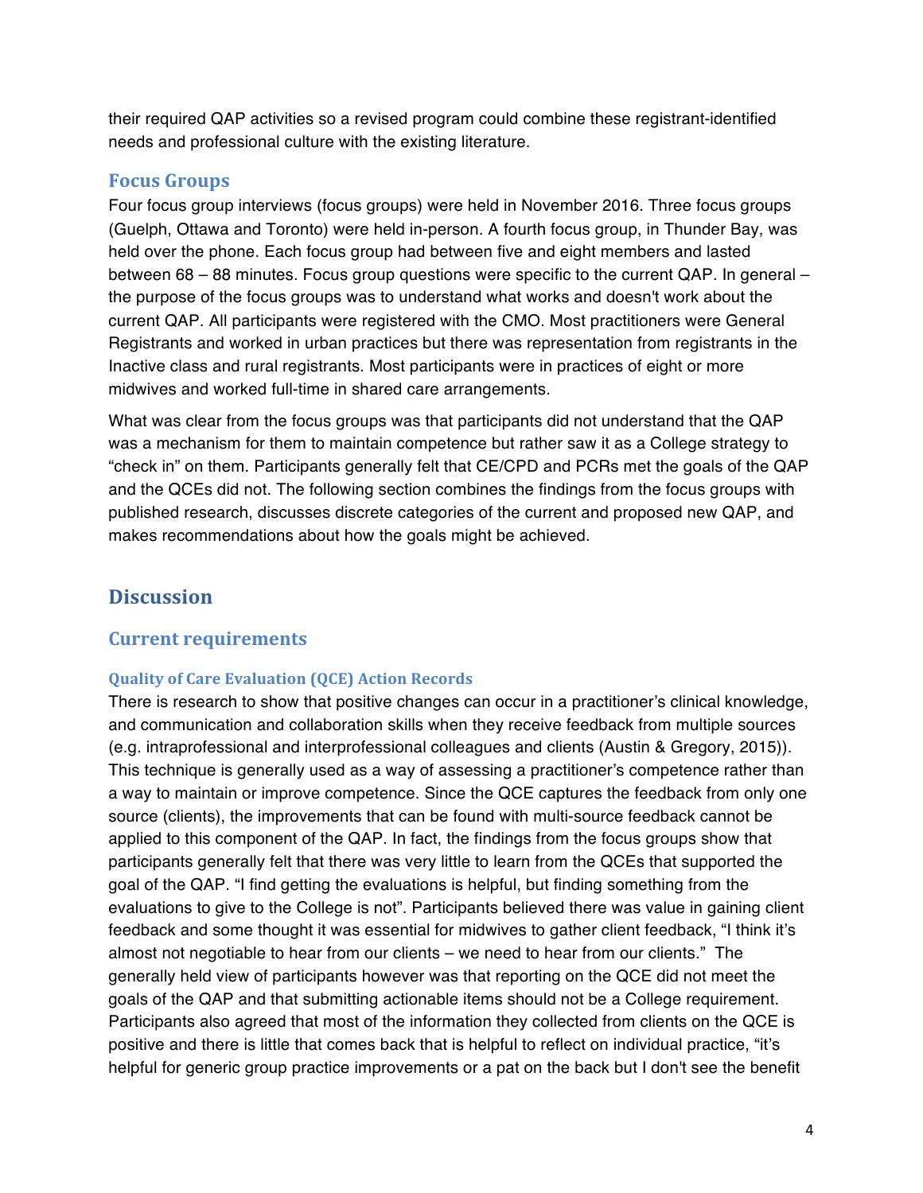their required QAP activities so a revised program could combine these registrant-identified needs and professional culture with the existing literature.

## Focus Groups

Four focus group interviews (focus groups) were held in November 2016. Three focus groups (Guelph, Ottawa and Toronto) were held in-person. A fourth focus group, in Thunder Bay, was held over the phone. Each focus group had between five and eight members and lasted between 68 – 88 minutes. Focus group questions were specific to the current QAP. In general – the purpose of the focus groups was to understand what works and doesn't work about the current QAP. All participants were registered with the CMO. Most practitioners were General Registrants and worked in urban practices but there was representation from registrants in the Inactive class and rural registrants. Most participants were in practices of eight or more midwives and worked full-time in shared care arrangements.

What was clear from the focus groups was that participants did not understand that the QAP was a mechanism for them to maintain competence but rather saw it as a College strategy to "check in" on them. Participants generally felt that CE/CPD and PCRs met the goals of the QAP and the QCEs did not. The following section combines the findings from the focus groups with published research, discusses discrete categories of the current and proposed new QAP, and makes recommendations about how the goals might be achieved.

# Discussion

## Current requirements

### Quality of Care Evaluation (QCE) Action Records

There is research to show that positive changes can occur in a practitioner's clinical knowledge, and communication and collaboration skills when they receive feedback from multiple sources (e.g. intraprofessional and interprofessional colleagues and clients (Austin & Gregory, 2015)). This technique is generally used as a way of assessing a practitioner's competence rather than a way to maintain or improve competence. Since the QCE captures the feedback from only one source (clients), the improvements that can be found with multi-source feedback cannot be applied to this component of the QAP. In fact, the findings from the focus groups show that participants generally felt that there was very little to learn from the QCEs that supported the goal of the QAP. "I find getting the evaluations is helpful, but finding something from the evaluations to give to the College is not". Participants believed there was value in gaining client feedback and some thought it was essential for midwives to gather client feedback, "I think it's almost not negotiable to hear from our clients – we need to hear from our clients." The generally held view of participants however was that reporting on the QCE did not meet the goals of the QAP and that submitting actionable items should not be a College requirement. Participants also agreed that most of the information they collected from clients on the QCE is positive and there is little that comes back that is helpful to reflect on individual practice, "it's helpful for generic group practice improvements or a pat on the back but I don't see the benefit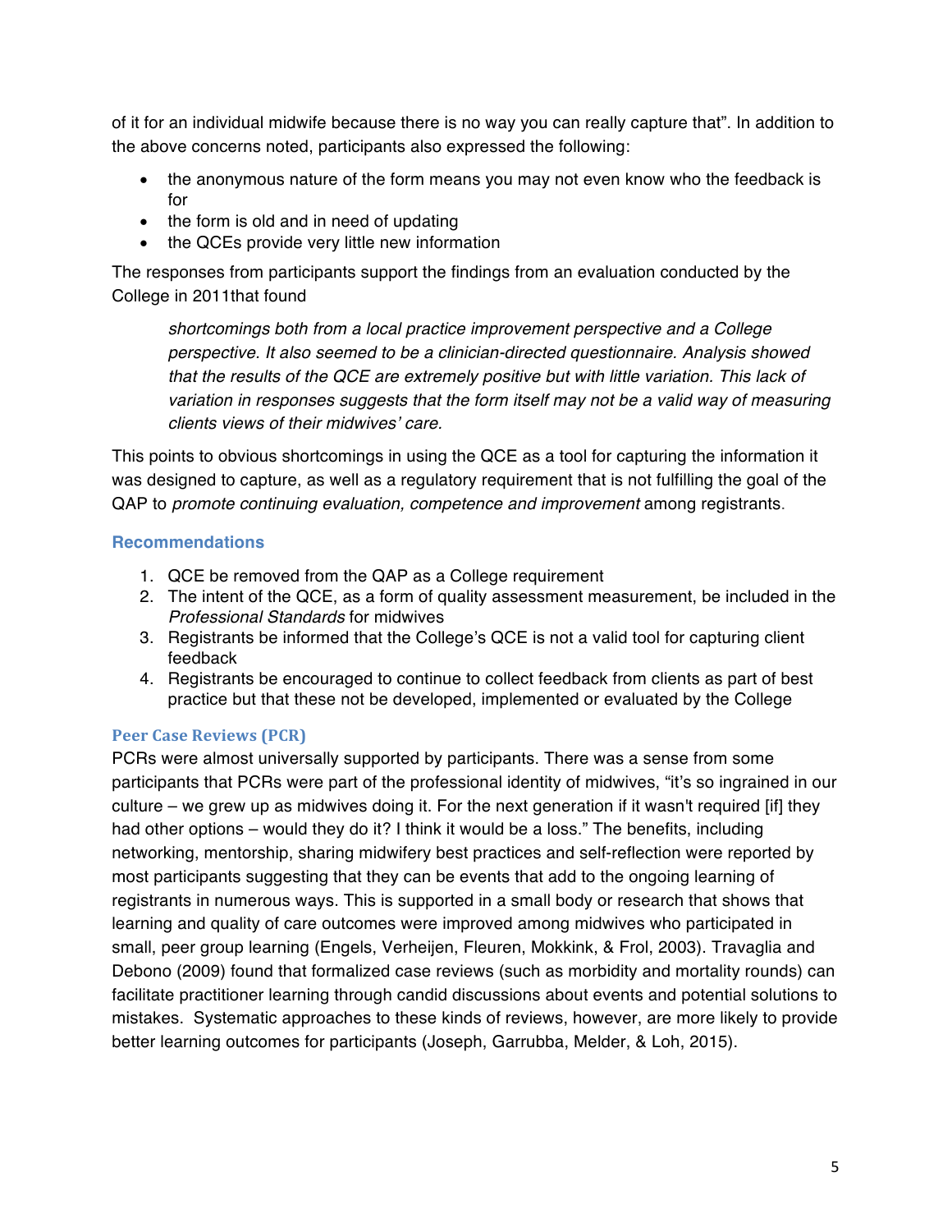of it for an individual midwife because there is no way you can really capture that". In addition to the above concerns noted, participants also expressed the following:

- the anonymous nature of the form means you may not even know who the feedback is for
- the form is old and in need of updating
- the QCEs provide very little new information

The responses from participants support the findings from an evaluation conducted by the College in 2011that found

> *shortcomings both from a local practice improvement perspective and a College perspective. It also seemed to be a clinician-directed questionnaire. Analysis showed that the results of the QCE are extremely positive but with little variation. This lack of variation in responses suggests that the form itself may not be a valid way of measuring clients views of their midwives' care.*

This points to obvious shortcomings in using the QCE as a tool for capturing the information it was designed to capture, as well as a regulatory requirement that is not fulfilling the goal of the QAP to *promote continuing evaluation, competence and improvement* among registrants.

### Recommendations

1. QCE be removed from the QAP as a College requirement
2. The intent of the QCE, as a form of quality assessment measurement, be included in the *Professional Standards* for midwives
3. Registrants be informed that the College's QCE is not a valid tool for capturing client feedback
4. Registrants be encouraged to continue to collect feedback from clients as part of best practice but that these not be developed, implemented or evaluated by the College

### Peer Case Reviews (PCR)

PCRs were almost universally supported by participants. There was a sense from some participants that PCRs were part of the professional identity of midwives, "it's so ingrained in our culture – we grew up as midwives doing it. For the next generation if it wasn't required [if] they had other options – would they do it? I think it would be a loss." The benefits, including networking, mentorship, sharing midwifery best practices and self-reflection were reported by most participants suggesting that they can be events that add to the ongoing learning of registrants in numerous ways. This is supported in a small body or research that shows that learning and quality of care outcomes were improved among midwives who participated in small, peer group learning (Engels, Verheijen, Fleuren, Mokkink, & Frol, 2003). Travaglia and Debono (2009) found that formalized case reviews (such as morbidity and mortality rounds) can facilitate practitioner learning through candid discussions about events and potential solutions to mistakes. Systematic approaches to these kinds of reviews, however, are more likely to provide better learning outcomes for participants (Joseph, Garrubba, Melder, & Loh, 2015).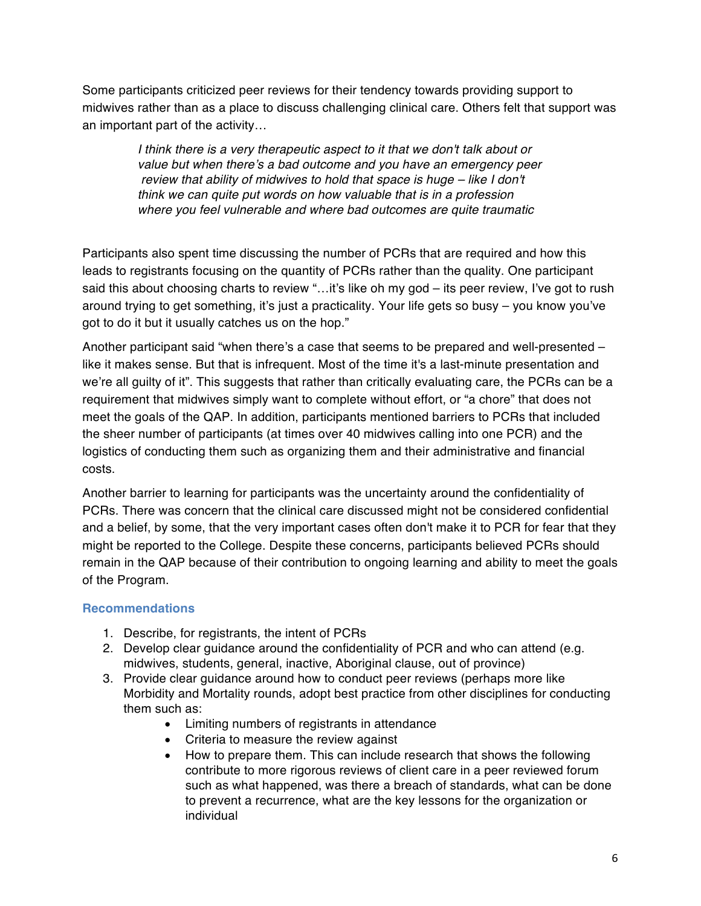Some participants criticized peer reviews for their tendency towards providing support to midwives rather than as a place to discuss challenging clinical care. Others felt that support was an important part of the activity…

> *I think there is a very therapeutic aspect to it that we don't talk about or value but when there's a bad outcome and you have an emergency peer review that ability of midwives to hold that space is huge – like I don't think we can quite put words on how valuable that is in a profession where you feel vulnerable and where bad outcomes are quite traumatic*

Participants also spent time discussing the number of PCRs that are required and how this leads to registrants focusing on the quantity of PCRs rather than the quality. One participant said this about choosing charts to review "…it's like oh my god – its peer review, I've got to rush around trying to get something, it's just a practicality. Your life gets so busy – you know you've got to do it but it usually catches us on the hop."

Another participant said "when there's a case that seems to be prepared and well-presented – like it makes sense. But that is infrequent. Most of the time it's a last-minute presentation and we're all guilty of it". This suggests that rather than critically evaluating care, the PCRs can be a requirement that midwives simply want to complete without effort, or "a chore" that does not meet the goals of the QAP. In addition, participants mentioned barriers to PCRs that included the sheer number of participants (at times over 40 midwives calling into one PCR) and the logistics of conducting them such as organizing them and their administrative and financial costs.

Another barrier to learning for participants was the uncertainty around the confidentiality of PCRs. There was concern that the clinical care discussed might not be considered confidential and a belief, by some, that the very important cases often don't make it to PCR for fear that they might be reported to the College. Despite these concerns, participants believed PCRs should remain in the QAP because of their contribution to ongoing learning and ability to meet the goals of the Program.

### Recommendations

1. Describe, for registrants, the intent of PCRs
2. Develop clear guidance around the confidentiality of PCR and who can attend (e.g. midwives, students, general, inactive, Aboriginal clause, out of province)
3. Provide clear guidance around how to conduct peer reviews (perhaps more like Morbidity and Mortality rounds, adopt best practice from other disciplines for conducting them such as:
    - Limiting numbers of registrants in attendance
    - Criteria to measure the review against
    - How to prepare them. This can include research that shows the following contribute to more rigorous reviews of client care in a peer reviewed forum such as what happened, was there a breach of standards, what can be done to prevent a recurrence, what are the key lessons for the organization or individual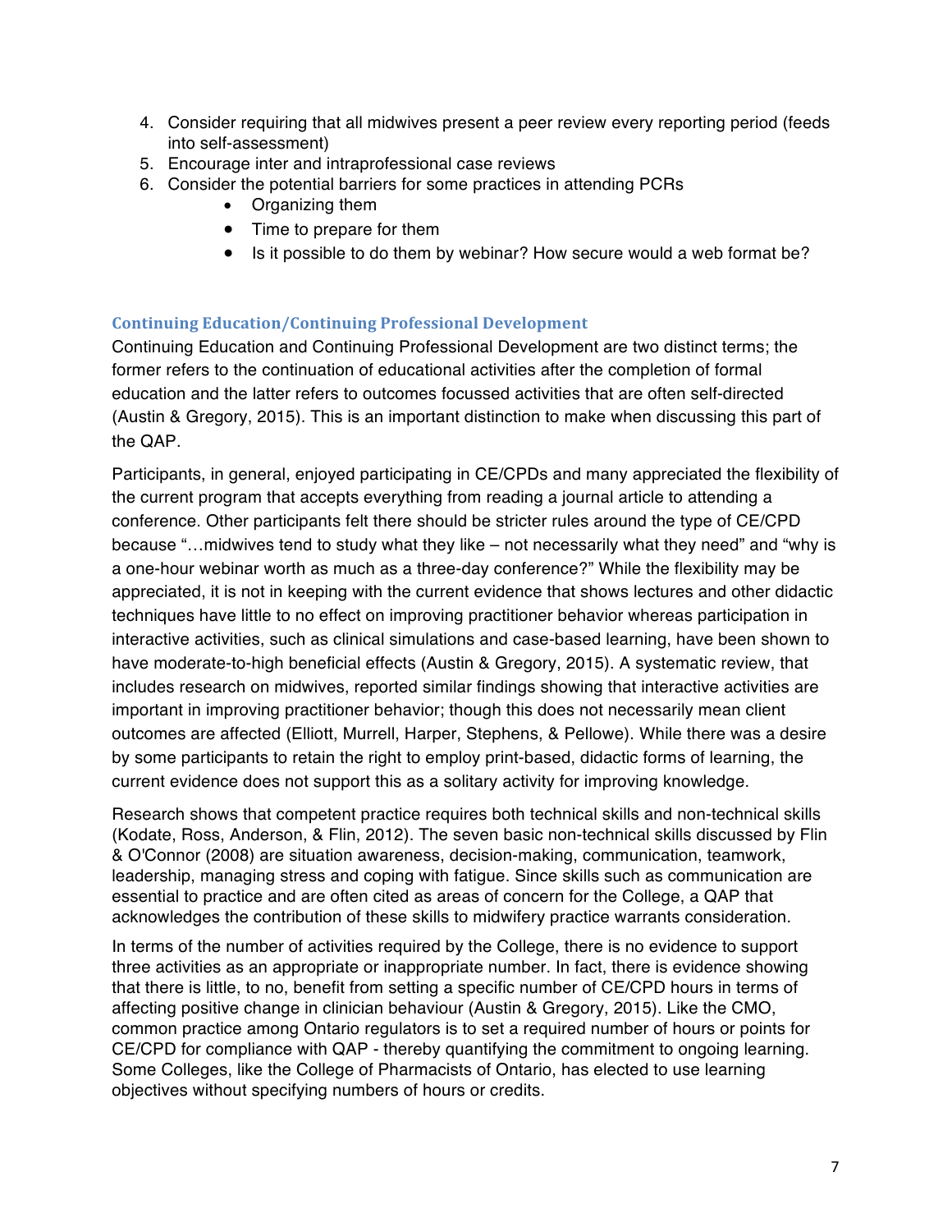4. Consider requiring that all midwives present a peer review every reporting period (feeds into self-assessment)
5. Encourage inter and intraprofessional case reviews
6. Consider the potential barriers for some practices in attending PCRs
    - Organizing them
    - Time to prepare for them
    - Is it possible to do them by webinar? How secure would a web format be?

### Continuing Education/Continuing Professional Development

Continuing Education and Continuing Professional Development are two distinct terms; the former refers to the continuation of educational activities after the completion of formal education and the latter refers to outcomes focussed activities that are often self-directed (Austin & Gregory, 2015). This is an important distinction to make when discussing this part of the QAP.

Participants, in general, enjoyed participating in CE/CPDs and many appreciated the flexibility of the current program that accepts everything from reading a journal article to attending a conference. Other participants felt there should be stricter rules around the type of CE/CPD because "…midwives tend to study what they like – not necessarily what they need" and "why is a one-hour webinar worth as much as a three-day conference?" While the flexibility may be appreciated, it is not in keeping with the current evidence that shows lectures and other didactic techniques have little to no effect on improving practitioner behavior whereas participation in interactive activities, such as clinical simulations and case-based learning, have been shown to have moderate-to-high beneficial effects (Austin & Gregory, 2015). A systematic review, that includes research on midwives, reported similar findings showing that interactive activities are important in improving practitioner behavior; though this does not necessarily mean client outcomes are affected (Elliott, Murrell, Harper, Stephens, & Pellowe). While there was a desire by some participants to retain the right to employ print-based, didactic forms of learning, the current evidence does not support this as a solitary activity for improving knowledge.

Research shows that competent practice requires both technical skills and non-technical skills (Kodate, Ross, Anderson, & Flin, 2012). The seven basic non-technical skills discussed by Flin & O'Connor (2008) are situation awareness, decision-making, communication, teamwork, leadership, managing stress and coping with fatigue. Since skills such as communication are essential to practice and are often cited as areas of concern for the College, a QAP that acknowledges the contribution of these skills to midwifery practice warrants consideration.

In terms of the number of activities required by the College, there is no evidence to support three activities as an appropriate or inappropriate number. In fact, there is evidence showing that there is little, to no, benefit from setting a specific number of CE/CPD hours in terms of affecting positive change in clinician behaviour (Austin & Gregory, 2015). Like the CMO, common practice among Ontario regulators is to set a required number of hours or points for CE/CPD for compliance with QAP - thereby quantifying the commitment to ongoing learning. Some Colleges, like the College of Pharmacists of Ontario, has elected to use learning objectives without specifying numbers of hours or credits.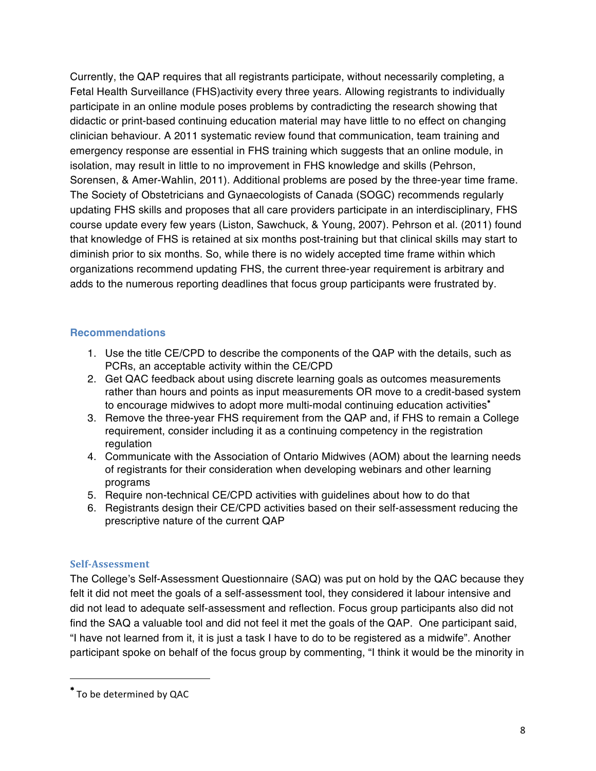Currently, the QAP requires that all registrants participate, without necessarily completing, a Fetal Health Surveillance (FHS)activity every three years. Allowing registrants to individually participate in an online module poses problems by contradicting the research showing that didactic or print-based continuing education material may have little to no effect on changing clinician behaviour. A 2011 systematic review found that communication, team training and emergency response are essential in FHS training which suggests that an online module, in isolation, may result in little to no improvement in FHS knowledge and skills (Pehrson, Sorensen, & Amer-Wahlin, 2011). Additional problems are posed by the three-year time frame. The Society of Obstetricians and Gynaecologists of Canada (SOGC) recommends regularly updating FHS skills and proposes that all care providers participate in an interdisciplinary, FHS course update every few years (Liston, Sawchuck, & Young, 2007). Pehrson et al. (2011) found that knowledge of FHS is retained at six months post-training but that clinical skills may start to diminish prior to six months. So, while there is no widely accepted time frame within which organizations recommend updating FHS, the current three-year requirement is arbitrary and adds to the numerous reporting deadlines that focus group participants were frustrated by.

### Recommendations

1. Use the title CE/CPD to describe the components of the QAP with the details, such as PCRs, an acceptable activity within the CE/CPD
2. Get QAC feedback about using discrete learning goals as outcomes measurements rather than hours and points as input measurements OR move to a credit-based system to encourage midwives to adopt more multi-modal continuing education activities*
3. Remove the three-year FHS requirement from the QAP and, if FHS to remain a College requirement, consider including it as a continuing competency in the registration regulation
4. Communicate with the Association of Ontario Midwives (AOM) about the learning needs of registrants for their consideration when developing webinars and other learning programs
5. Require non-technical CE/CPD activities with guidelines about how to do that
6. Registrants design their CE/CPD activities based on their self-assessment reducing the prescriptive nature of the current QAP

### Self-Assessment

The College's Self-Assessment Questionnaire (SAQ) was put on hold by the QAC because they felt it did not meet the goals of a self-assessment tool, they considered it labour intensive and did not lead to adequate self-assessment and reflection. Focus group participants also did not find the SAQ a valuable tool and did not feel it met the goals of the QAP. One participant said, "I have not learned from it, it is just a task I have to do to be registered as a midwife". Another participant spoke on behalf of the focus group by commenting, "I think it would be the minority in

* To be determined by QAC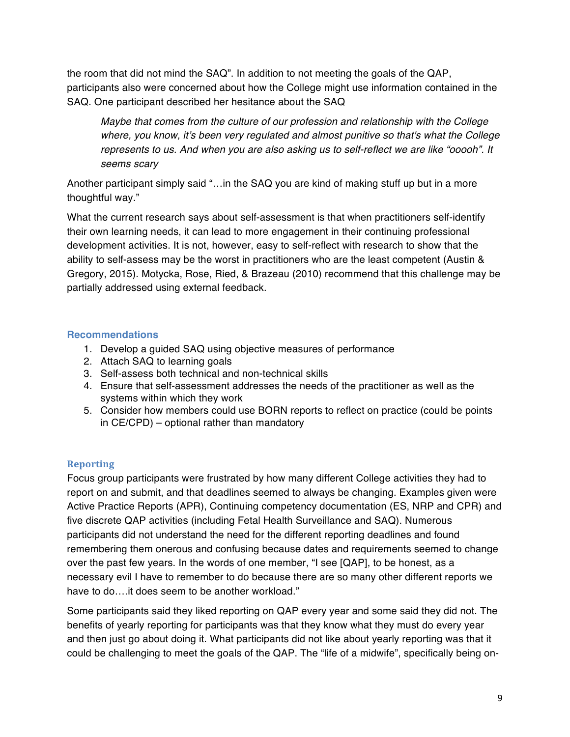the room that did not mind the SAQ". In addition to not meeting the goals of the QAP, participants also were concerned about how the College might use information contained in the SAQ. One participant described her hesitance about the SAQ

> *Maybe that comes from the culture of our profession and relationship with the College where, you know, it's been very regulated and almost punitive so that's what the College represents to us. And when you are also asking us to self-reflect we are like "ooooh". It seems scary*

Another participant simply said "…in the SAQ you are kind of making stuff up but in a more thoughtful way."

What the current research says about self-assessment is that when practitioners self-identify their own learning needs, it can lead to more engagement in their continuing professional development activities. It is not, however, easy to self-reflect with research to show that the ability to self-assess may be the worst in practitioners who are the least competent (Austin & Gregory, 2015). Motycka, Rose, Ried, & Brazeau (2010) recommend that this challenge may be partially addressed using external feedback.

### Recommendations

1. Develop a guided SAQ using objective measures of performance
2. Attach SAQ to learning goals
3. Self-assess both technical and non-technical skills
4. Ensure that self-assessment addresses the needs of the practitioner as well as the systems within which they work
5. Consider how members could use BORN reports to reflect on practice (could be points in CE/CPD) – optional rather than mandatory

### Reporting

Focus group participants were frustrated by how many different College activities they had to report on and submit, and that deadlines seemed to always be changing. Examples given were Active Practice Reports (APR), Continuing competency documentation (ES, NRP and CPR) and five discrete QAP activities (including Fetal Health Surveillance and SAQ). Numerous participants did not understand the need for the different reporting deadlines and found remembering them onerous and confusing because dates and requirements seemed to change over the past few years. In the words of one member, "I see [QAP], to be honest, as a necessary evil I have to remember to do because there are so many other different reports we have to do….it does seem to be another workload."

Some participants said they liked reporting on QAP every year and some said they did not. The benefits of yearly reporting for participants was that they know what they must do every year and then just go about doing it. What participants did not like about yearly reporting was that it could be challenging to meet the goals of the QAP. The "life of a midwife", specifically being on-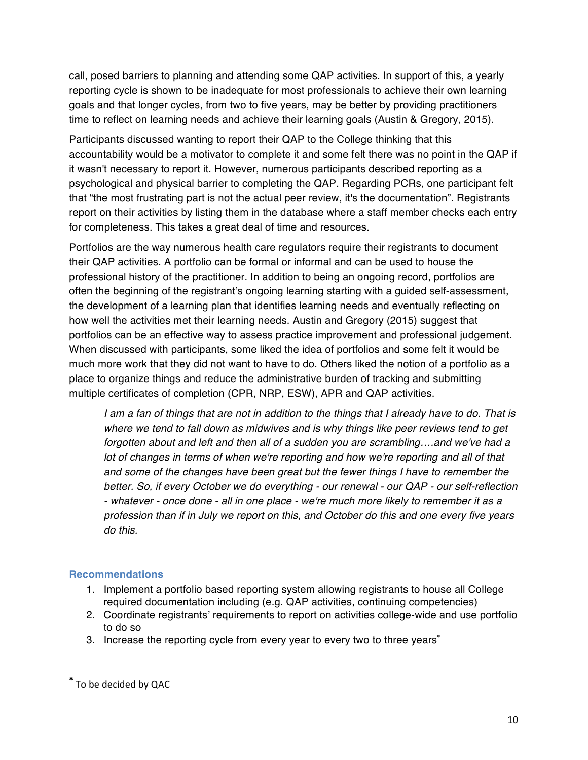call, posed barriers to planning and attending some QAP activities. In support of this, a yearly reporting cycle is shown to be inadequate for most professionals to achieve their own learning goals and that longer cycles, from two to five years, may be better by providing practitioners time to reflect on learning needs and achieve their learning goals (Austin & Gregory, 2015).

Participants discussed wanting to report their QAP to the College thinking that this accountability would be a motivator to complete it and some felt there was no point in the QAP if it wasn't necessary to report it. However, numerous participants described reporting as a psychological and physical barrier to completing the QAP. Regarding PCRs, one participant felt that "the most frustrating part is not the actual peer review, it's the documentation". Registrants report on their activities by listing them in the database where a staff member checks each entry for completeness. This takes a great deal of time and resources.

Portfolios are the way numerous health care regulators require their registrants to document their QAP activities. A portfolio can be formal or informal and can be used to house the professional history of the practitioner. In addition to being an ongoing record, portfolios are often the beginning of the registrant's ongoing learning starting with a guided self-assessment, the development of a learning plan that identifies learning needs and eventually reflecting on how well the activities met their learning needs. Austin and Gregory (2015) suggest that portfolios can be an effective way to assess practice improvement and professional judgement. When discussed with participants, some liked the idea of portfolios and some felt it would be much more work that they did not want to have to do. Others liked the notion of a portfolio as a place to organize things and reduce the administrative burden of tracking and submitting multiple certificates of completion (CPR, NRP, ESW), APR and QAP activities.

> *I am a fan of things that are not in addition to the things that I already have to do. That is where we tend to fall down as midwives and is why things like peer reviews tend to get forgotten about and left and then all of a sudden you are scrambling….and we've had a lot of changes in terms of when we're reporting and how we're reporting and all of that and some of the changes have been great but the fewer things I have to remember the better. So, if every October we do everything - our renewal - our QAP - our self-reflection - whatever - once done - all in one place - we're much more likely to remember it as a profession than if in July we report on this, and October do this and one every five years do this.*

### Recommendations

1. Implement a portfolio based reporting system allowing registrants to house all College required documentation including (e.g. QAP activities, continuing competencies)
2. Coordinate registrants' requirements to report on activities college-wide and use portfolio to do so
3. Increase the reporting cycle from every year to every two to three years*

---

* To be decided by QAC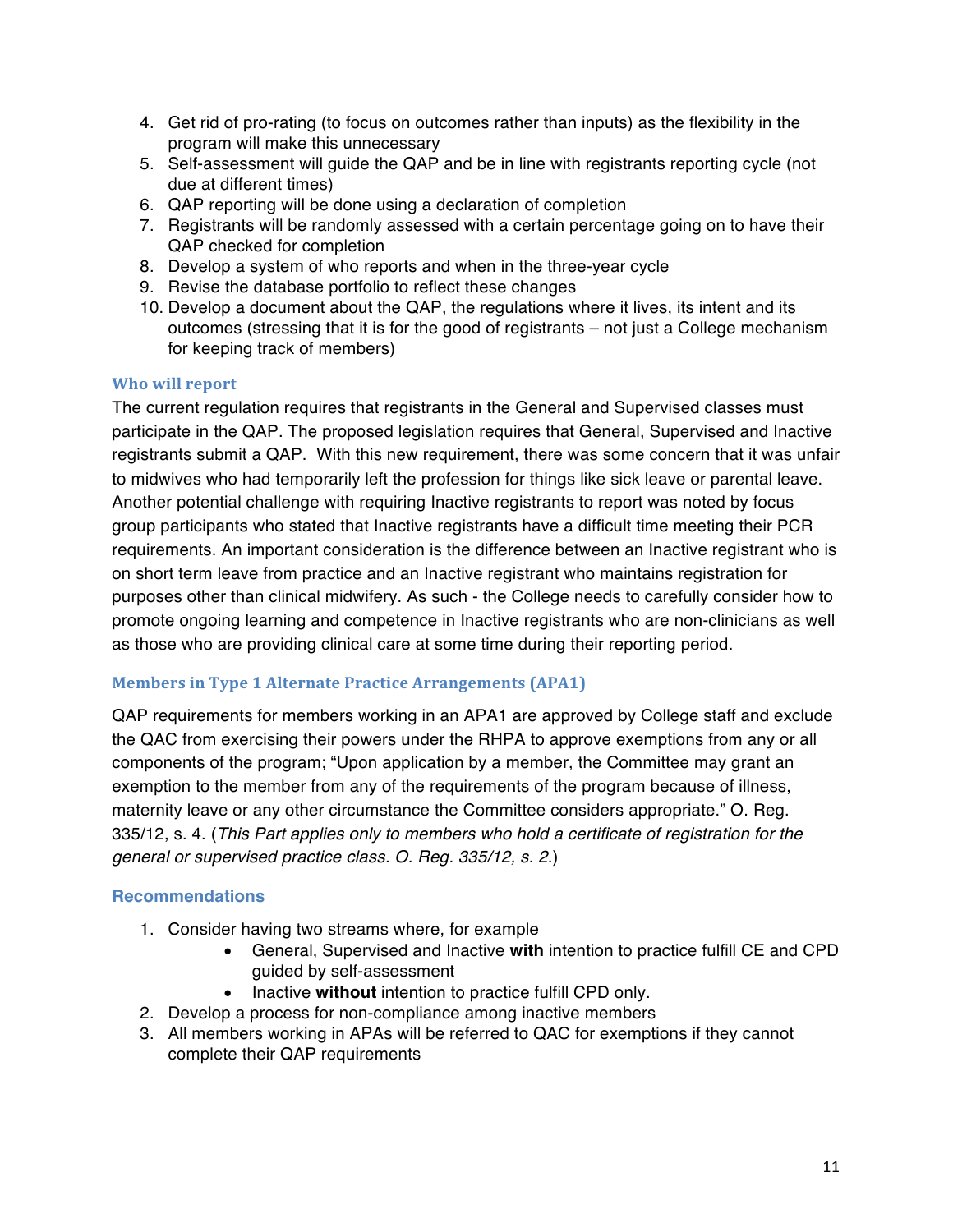4. Get rid of pro-rating (to focus on outcomes rather than inputs) as the flexibility in the program will make this unnecessary
5. Self-assessment will guide the QAP and be in line with registrants reporting cycle (not due at different times)
6. QAP reporting will be done using a declaration of completion
7. Registrants will be randomly assessed with a certain percentage going on to have their QAP checked for completion
8. Develop a system of who reports and when in the three-year cycle
9. Revise the database portfolio to reflect these changes
10. Develop a document about the QAP, the regulations where it lives, its intent and its outcomes (stressing that it is for the good of registrants – not just a College mechanism for keeping track of members)

### Who will report

The current regulation requires that registrants in the General and Supervised classes must participate in the QAP. The proposed legislation requires that General, Supervised and Inactive registrants submit a QAP. With this new requirement, there was some concern that it was unfair to midwives who had temporarily left the profession for things like sick leave or parental leave. Another potential challenge with requiring Inactive registrants to report was noted by focus group participants who stated that Inactive registrants have a difficult time meeting their PCR requirements. An important consideration is the difference between an Inactive registrant who is on short term leave from practice and an Inactive registrant who maintains registration for purposes other than clinical midwifery. As such - the College needs to carefully consider how to promote ongoing learning and competence in Inactive registrants who are non-clinicians as well as those who are providing clinical care at some time during their reporting period.

### Members in Type 1 Alternate Practice Arrangements (APA1)

QAP requirements for members working in an APA1 are approved by College staff and exclude the QAC from exercising their powers under the RHPA to approve exemptions from any or all components of the program; "Upon application by a member, the Committee may grant an exemption to the member from any of the requirements of the program because of illness, maternity leave or any other circumstance the Committee considers appropriate." O. Reg. 335/12, s. 4. (*This Part applies only to members who hold a certificate of registration for the general or supervised practice class. O. Reg. 335/12, s. 2.*)

### Recommendations

1. Consider having two streams where, for example
   - General, Supervised and Inactive **with** intention to practice fulfill CE and CPD guided by self-assessment
   - Inactive **without** intention to practice fulfill CPD only.
2. Develop a process for non-compliance among inactive members
3. All members working in APAs will be referred to QAC for exemptions if they cannot complete their QAP requirements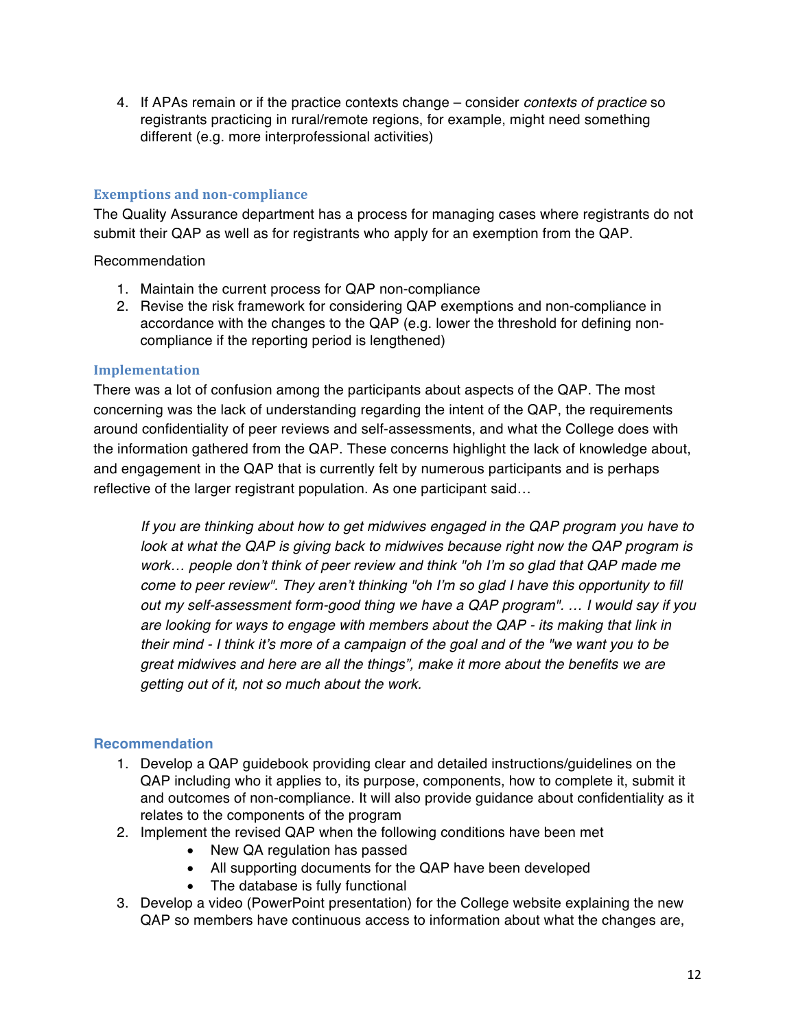4. If APAs remain or if the practice contexts change – consider *contexts of practice* so registrants practicing in rural/remote regions, for example, might need something different (e.g. more interprofessional activities)

### Exemptions and non-compliance

The Quality Assurance department has a process for managing cases where registrants do not submit their QAP as well as for registrants who apply for an exemption from the QAP.

Recommendation

1. Maintain the current process for QAP non-compliance
2. Revise the risk framework for considering QAP exemptions and non-compliance in accordance with the changes to the QAP (e.g. lower the threshold for defining non-compliance if the reporting period is lengthened)

### Implementation

There was a lot of confusion among the participants about aspects of the QAP. The most concerning was the lack of understanding regarding the intent of the QAP, the requirements around confidentiality of peer reviews and self-assessments, and what the College does with the information gathered from the QAP. These concerns highlight the lack of knowledge about, and engagement in the QAP that is currently felt by numerous participants and is perhaps reflective of the larger registrant population. As one participant said…

> *If you are thinking about how to get midwives engaged in the QAP program you have to look at what the QAP is giving back to midwives because right now the QAP program is work… people don't think of peer review and think "oh I'm so glad that QAP made me come to peer review". They aren't thinking "oh I'm so glad I have this opportunity to fill out my self-assessment form-good thing we have a QAP program". … I would say if you are looking for ways to engage with members about the QAP - its making that link in their mind - I think it's more of a campaign of the goal and of the "we want you to be great midwives and here are all the things", make it more about the benefits we are getting out of it, not so much about the work.*

### Recommendation

1. Develop a QAP guidebook providing clear and detailed instructions/guidelines on the QAP including who it applies to, its purpose, components, how to complete it, submit it and outcomes of non-compliance. It will also provide guidance about confidentiality as it relates to the components of the program
2. Implement the revised QAP when the following conditions have been met
   - New QA regulation has passed
   - All supporting documents for the QAP have been developed
   - The database is fully functional
3. Develop a video (PowerPoint presentation) for the College website explaining the new QAP so members have continuous access to information about what the changes are,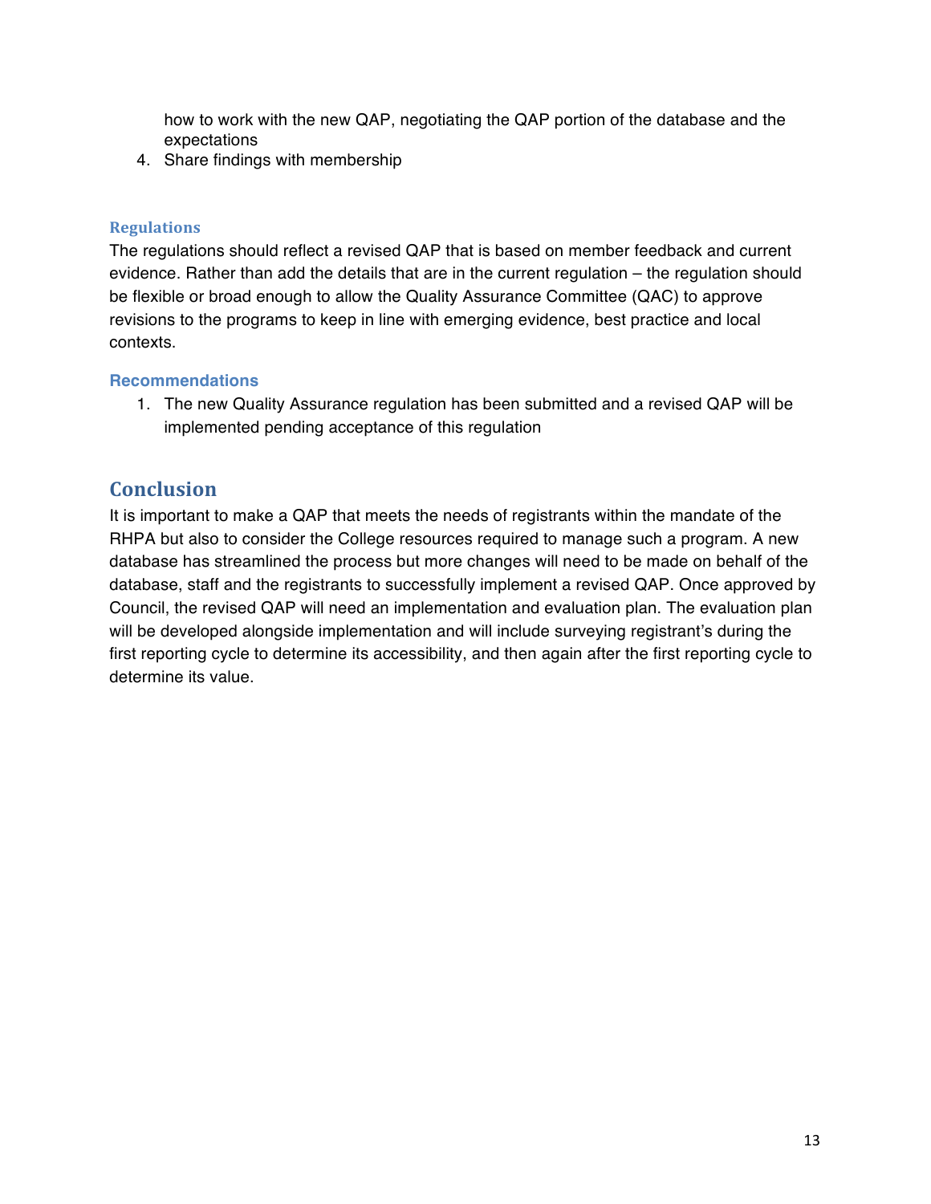how to work with the new QAP, negotiating the QAP portion of the database and the expectations
4. Share findings with membership

### Regulations

The regulations should reflect a revised QAP that is based on member feedback and current evidence. Rather than add the details that are in the current regulation – the regulation should be flexible or broad enough to allow the Quality Assurance Committee (QAC) to approve revisions to the programs to keep in line with emerging evidence, best practice and local contexts.

### Recommendations

1. The new Quality Assurance regulation has been submitted and a revised QAP will be implemented pending acceptance of this regulation

## Conclusion

It is important to make a QAP that meets the needs of registrants within the mandate of the RHPA but also to consider the College resources required to manage such a program. A new database has streamlined the process but more changes will need to be made on behalf of the database, staff and the registrants to successfully implement a revised QAP. Once approved by Council, the revised QAP will need an implementation and evaluation plan. The evaluation plan will be developed alongside implementation and will include surveying registrant's during the first reporting cycle to determine its accessibility, and then again after the first reporting cycle to determine its value.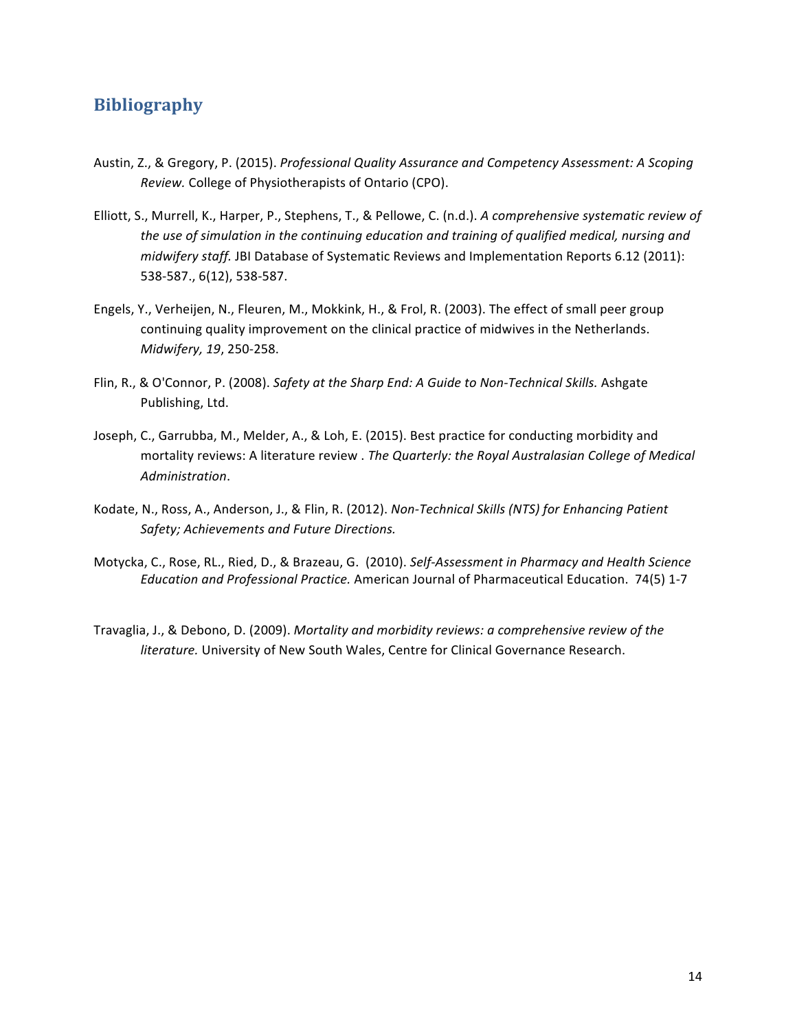## Bibliography

Austin, Z., & Gregory, P. (2015). *Professional Quality Assurance and Competency Assessment: A Scoping Review.* College of Physiotherapists of Ontario (CPO).

Elliott, S., Murrell, K., Harper, P., Stephens, T., & Pellowe, C. (n.d.). *A comprehensive systematic review of the use of simulation in the continuing education and training of qualified medical, nursing and midwifery staff.* JBI Database of Systematic Reviews and Implementation Reports 6.12 (2011): 538-587., 6(12), 538-587.

Engels, Y., Verheijen, N., Fleuren, M., Mokkink, H., & Frol, R. (2003). The effect of small peer group continuing quality improvement on the clinical practice of midwives in the Netherlands. *Midwifery, 19*, 250-258.

Flin, R., & O'Connor, P. (2008). *Safety at the Sharp End: A Guide to Non-Technical Skills.* Ashgate Publishing, Ltd.

Joseph, C., Garrubba, M., Melder, A., & Loh, E. (2015). Best practice for conducting morbidity and mortality reviews: A literature review . *The Quarterly: the Royal Australasian College of Medical Administration*.

Kodate, N., Ross, A., Anderson, J., & Flin, R. (2012). *Non-Technical Skills (NTS) for Enhancing Patient Safety; Achievements and Future Directions.*

Motycka, C., Rose, RL., Ried, D., & Brazeau, G. (2010). *Self-Assessment in Pharmacy and Health Science Education and Professional Practice.* American Journal of Pharmaceutical Education. 74(5) 1-7

Travaglia, J., & Debono, D. (2009). *Mortality and morbidity reviews: a comprehensive review of the literature.* University of New South Wales, Centre for Clinical Governance Research.